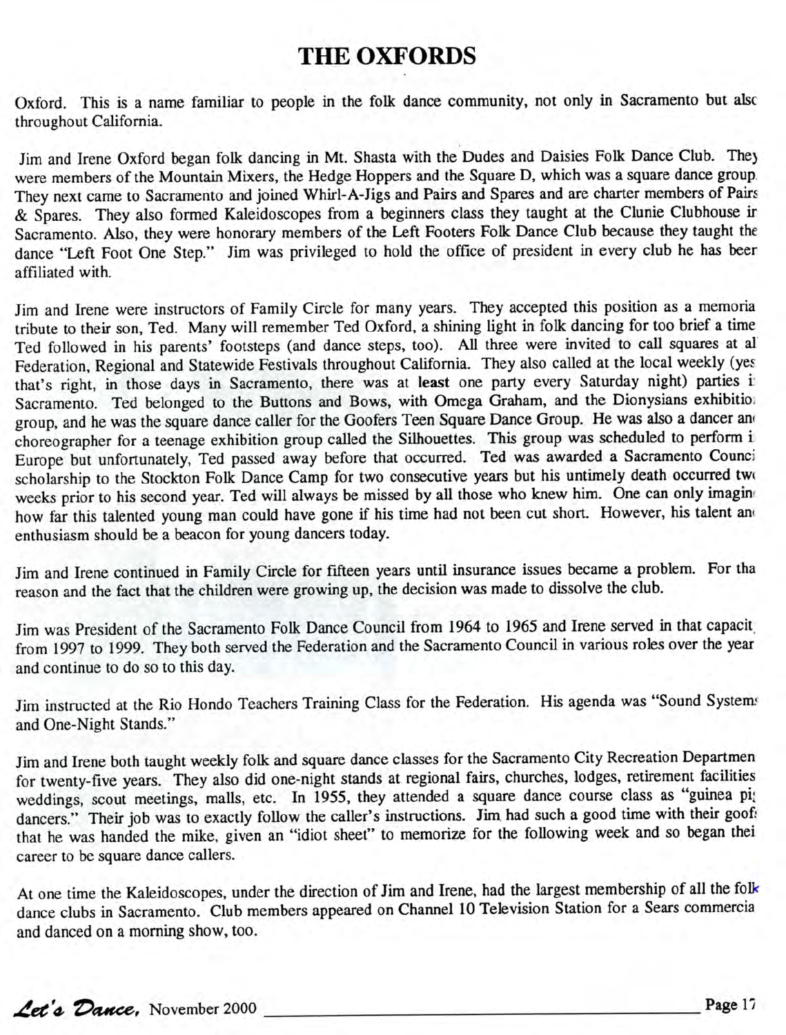# THE OXFORDS

Oxford. This is a name familiar to people in the folk dance community, not only in Sacramento but also throughout California.

Jim and Irene Oxford began folk dancing in Mt. Shasta with the Dudes and Daisies Folk Dance Club. They were members of the Mountain Mixers, the Hedge Hoppers and the Square D, which was a square dance group. They next came to Sacramento and joined Whirl-A-Jigs and Pairs and Spares and are charter members of Pairs & Spares. They also formed Kaleidoscopes from a beginners class they taught at the Clunie Clubhouse in Sacramento. Also, they were honorary members of the Left Footers Folk Dance Club because they taught the dance "Left Foot One Step." Jim was privileged to hold the office of president in every club he has been affiliated with.

Jim and Irene were instructors of Family Circle for many years. They accepted this position as a memorial tribute to their son, Ted. Many will remember Ted Oxford, a shining light in folk dancing for too brief a time. Ted followed in his parents' footsteps (and dance steps, too). All three were invited to call squares at all Federation, Regional and Statewide Festivals throughout California. They also called at the local weekly (yes that's right, in those days in Sacramento, there was at **least** one party every Saturday night) parties in Sacramento. Ted belonged to the Buttons and Bows, with Omega Graham, and the Dionysians exhibition group, and he was the square dance caller for the Goofers Teen Square Dance Group. He was also a dancer and choreographer for a teenage exhibition group called the Silhouettes. This group was scheduled to perform in Europe but unfortunately, Ted passed away before that occurred. Ted was awarded a Sacramento Council scholarship to the Stockton Folk Dance Camp for two consecutive years but his untimely death occurred two weeks prior to his second year. Ted will always be missed by all those who knew him. One can only imagine how far this talented young man could have gone if his time had not been cut short. However, his talent and enthusiasm should be a beacon for young dancers today.

Jim and Irene continued in Family Circle for fifteen years until insurance issues became a problem. For that reason and the fact that the children were growing up, the decision was made to dissolve the club.

Jim was President of the Sacramento Folk Dance Council from 1964 to 1965 and Irene served in that capacity from 1997 to 1999. They both served the Federation and the Sacramento Council in various roles over the years and continue to do so to this day.

Jim instructed at the Rio Hondo Teachers Training Class for the Federation. His agenda was "Sound Systems and One-Night Stands."

Jim and Irene both taught weekly folk and square dance classes for the Sacramento City Recreation Department for twenty-five years. They also did one-night stands at regional fairs, churches, lodges, retirement facilities, weddings, scout meetings, malls, etc. In 1955, they attended a square dance course class as "guinea pig dancers." Their job was to exactly follow the caller's instructions. Jim had such a good time with their goofs that he was handed the mike, given an "idiot sheet" to memorize for the following week and so began their career to be square dance callers.

At one time the Kaleidoscopes, under the direction of Jim and Irene, had the largest membership of all the folk dance clubs in Sacramento. Club members appeared on Channel 10 Television Station for a Sears commercial and danced on a morning show, too.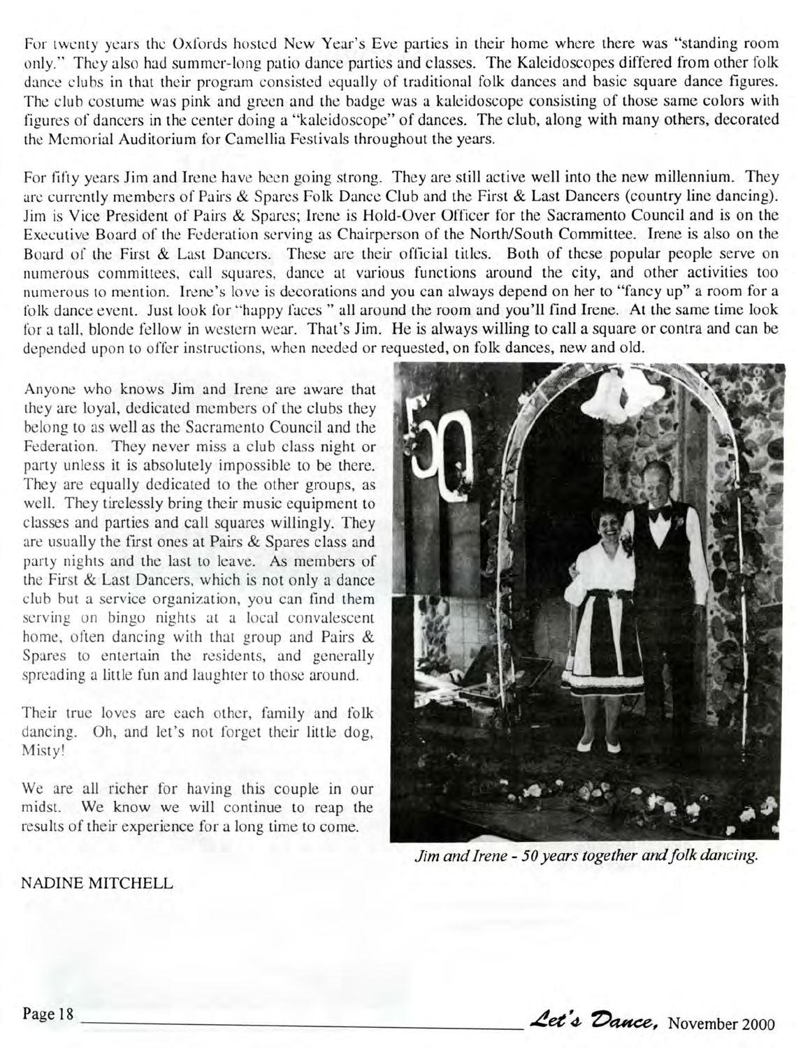For twenty years the Oxfords hosted New Year's Eve parties in their home where there was "standing room only." They also had summer-long patio dance parties and classes. The Kaleidoscopes differed from other folk dance clubs in that their program consisted equally of traditional folk dances and basic square dance figures. The club costume was pink and green and the badge was a kaleidoscope consisting of those same colors with figures of dancers in the center doing a "kaleidoscope" of dances. The club, along with many others, decorated the Memorial Auditorium for Camellia Festivals throughout the years.

For fifty years Jim and Irene have been going strong. They are still active well into the new millennium. They are currently members of Pairs & Spares Folk Dance Club and the First & Last Dancers (country line dancing). Jim is Vice President of Pairs & Spares; Irene is Hold-Over Officer for the Sacramento Council and is on the Executive Board of the Federation serving as Chairperson of the North/South Committee. Irene is also on the Board of the First & Last Dancers. These are their official titles. Both of these popular people serve on numerous committees, call squares, dance at various functions around the city, and other activities too numerous to mention. Irene's love is decorations and you can always depend on her to "fancy up" a room for a folk dance event. Just look for "happy faces " all around the room and you'll find Irene. At the same time look for a tall, blonde fellow in western wear. That's Jim. He is always willing to call a square or contra and can be depended upon to offer instructions, when needed or requested, on folk dances, new and old.

Anyone who knows Jim and Irene are aware that they are loyal, dedicated members of the clubs they belong to as well as the Sacramento Council and the Federation. They never miss a club class night or party unless it is absolutely impossible to be there. They are equally dedicated to the other groups, as well. They tirelessly bring their music equipment to classes and parties and call squares willingly. They are usually the first ones at Pairs & Spares class and party nights and the last to leave. As members of the First & Last Dancers, which is not only a dance club but a service organization, you can find them serving on bingo nights at a local convalescent home, often dancing with that group and Pairs & Spares to entertain the residents, and generally spreading a little fun and laughter to those around.

Their true loves are each other, family and folk dancing. Oh, and let's not forget their little dog, Misty!

We are all richer for having this couple in our midst. We know we will continue to reap the results of their experience for a long time to come.

*Jim and Irene - 50 years together and folk dancing.*

NADINE MITCHELL